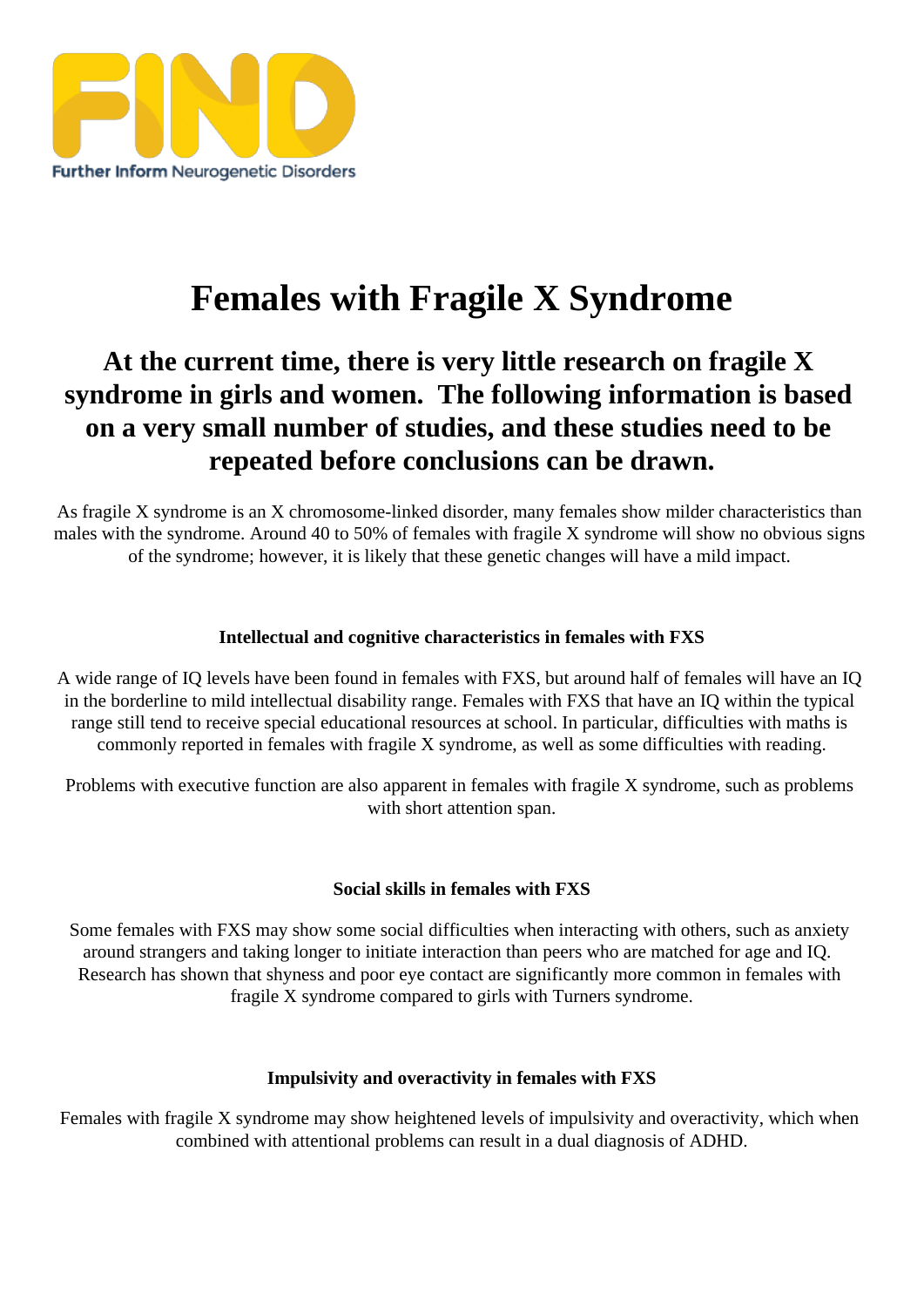FIND

Further Inform Neurogenetic Disorders

# Females with Fragile X Syndrome

## At the current time, there is very little research on fragile X syndrome in girls and women. The following information is based on a very small number of studies, and these studies need to be repeated before conclusions can be drawn.

As fragile X syndrome is an X chromosome-linked disorder, many females show milder characteristics than males with the syndrome. Around 40 to 50% of females with fragile X syndrome will show no obvious signs of the syndrome; however, it is likely that these genetic changes will have a mild impact.

#### Intellectual and cognitive characteristics in females with FXS

A wide range of IQ levels have been found in females with FXS, but around half of females will have an IQ in the borderline to mild intellectual disability range. Females with FXS that have an IQ within the typical range still tend to receive special educational resources at school. In particular, difficulties with maths is commonly reported in females with fragile X syndrome, as well as some difficulties with reading.

Problems with executive function are also apparent in females with fragile X syndrome, such as problems with short attention span.

#### Social skills in females with FXS

Some females with FXS may show some social difficulties when interacting with others, such as anxiety around strangers and taking longer to initiate interaction than peers who are matched for age and IQ. Research has shown that shyness and poor eye contact are significantly more common in females with fragile X syndrome compared to girls with Turners syndrome.

#### Impulsivity and overactivity in females with FXS

Females with fragile X syndrome may show heightened levels of impulsivity and overactivity, which when combined with attentional problems can result in a dual diagnosis of ADHD.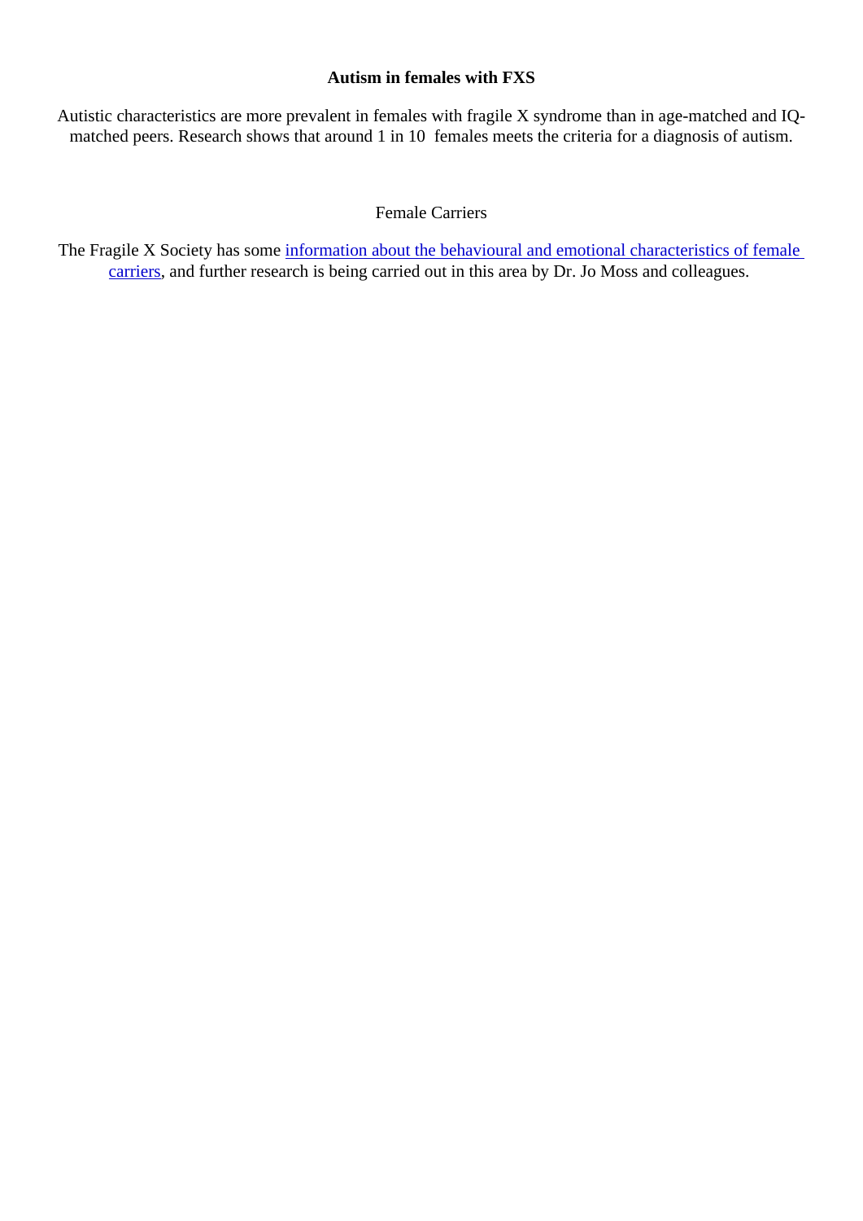**Autism in females with FXS**

Autistic characteristics are more prevalent in females with fragile X syndrome than in age-matched and IQ-matched peers. Research shows that around 1 in 10 females meets the criteria for a diagnosis of autism.

Female Carriers

The Fragile X Society has some information about the behavioural and emotional characteristics of female carriers, and further research is being carried out in this area by Dr. Jo Moss and colleagues.